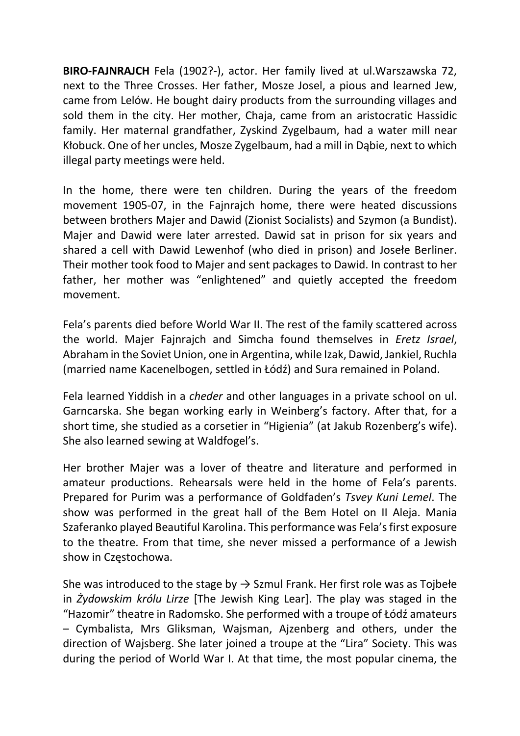**BIRO-FAJNRAJCH** Fela (1902?-), actor. Her family lived at ul.Warszawska 72, next to the Three Crosses. Her father, Mosze Josel, a pious and learned Jew, came from Lelów. He bought dairy products from the surrounding villages and sold them in the city. Her mother, Chaja, came from an aristocratic Hassidic family. Her maternal grandfather, Zyskind Zygelbaum, had a water mill near Kłobuck. One of her uncles, Mosze Zygelbaum, had a mill in Dąbie, next to which illegal party meetings were held.

In the home, there were ten children. During the years of the freedom movement 1905-07, in the Fajnrajch home, there were heated discussions between brothers Majer and Dawid (Zionist Socialists) and Szymon (a Bundist). Majer and Dawid were later arrested. Dawid sat in prison for six years and shared a cell with Dawid Lewenhof (who died in prison) and Josełe Berliner. Their mother took food to Majer and sent packages to Dawid. In contrast to her father, her mother was "enlightened" and quietly accepted the freedom movement.

Fela's parents died before World War II. The rest of the family scattered across the world. Majer Fajnrajch and Simcha found themselves in *Eretz Israel*, Abraham in the Soviet Union, one in Argentina, while Izak, Dawid, Jankiel, Ruchla (married name Kacenelbogen, settled in Łódź) and Sura remained in Poland.

Fela learned Yiddish in a *cheder* and other languages in a private school on ul. Garncarska. She began working early in Weinberg's factory. After that, for a short time, she studied as a corsetier in "Higienia" (at Jakub Rozenberg's wife). She also learned sewing at Waldfogel's.

Her brother Majer was a lover of theatre and literature and performed in amateur productions. Rehearsals were held in the home of Fela's parents. Prepared for Purim was a performance of Goldfaden's *Tsvey Kuni Lemel*. The show was performed in the great hall of the Bem Hotel on II Aleja. Mania Szaferanko played Beautiful Karolina. This performance was Fela's first exposure to the theatre. From that time, she never missed a performance of a Jewish show in Częstochowa.

She was introduced to the stage by → Szmul Frank. Her first role was as Tojbełe in *Żydowskim królu Lirze* [The Jewish King Lear]. The play was staged in the "Hazomir" theatre in Radomsko. She performed with a troupe of Łódź amateurs – Cymbalista, Mrs Gliksman, Wajsman, Ajzenberg and others, under the direction of Wajsberg. She later joined a troupe at the "Lira" Society. This was during the period of World War I. At that time, the most popular cinema, the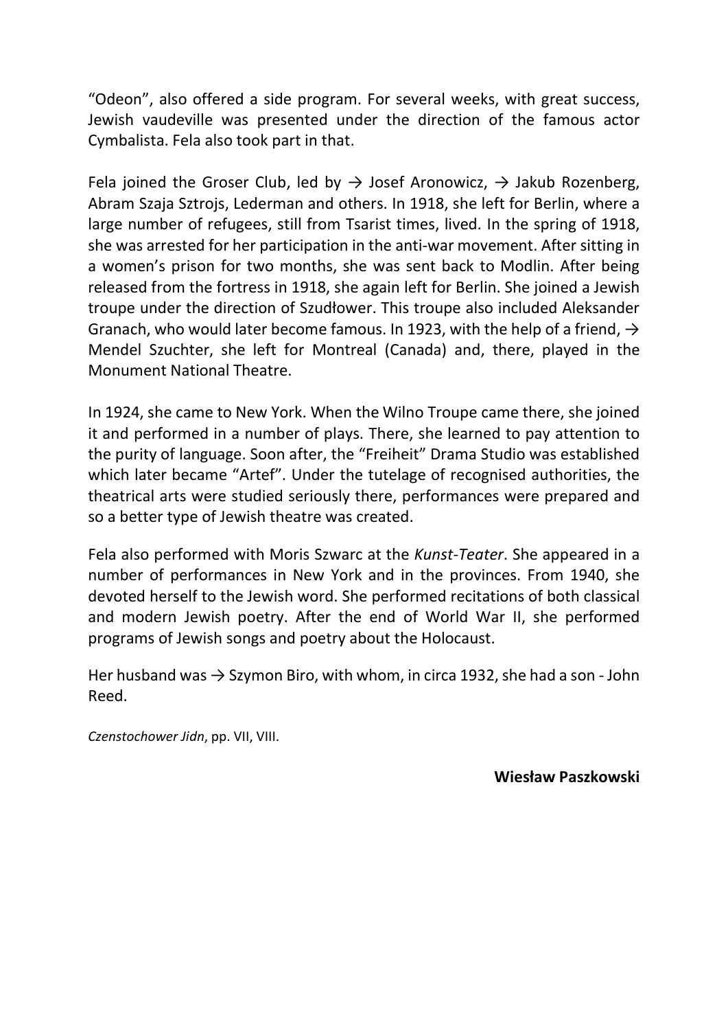“Odeon”, also offered a side program. For several weeks, with great success, Jewish vaudeville was presented under the direction of the famous actor Cymbalista. Fela also took part in that.

Fela joined the Groser Club, led by → Josef Aronowicz, → Jakub Rozenberg, Abram Szaja Sztrojs, Lederman and others. In 1918, she left for Berlin, where a large number of refugees, still from Tsarist times, lived. In the spring of 1918, she was arrested for her participation in the anti-war movement. After sitting in a women’s prison for two months, she was sent back to Modlin. After being released from the fortress in 1918, she again left for Berlin. She joined a Jewish troupe under the direction of Szudłower. This troupe also included Aleksander Granach, who would later become famous. In 1923, with the help of a friend, → Mendel Szuchter, she left for Montreal (Canada) and, there, played in the Monument National Theatre.

In 1924, she came to New York. When the Wilno Troupe came there, she joined it and performed in a number of plays. There, she learned to pay attention to the purity of language. Soon after, the “Freiheit” Drama Studio was established which later became “Artef”. Under the tutelage of recognised authorities, the theatrical arts were studied seriously there, performances were prepared and so a better type of Jewish theatre was created.

Fela also performed with Moris Szwarc at the *Kunst-Teater*. She appeared in a number of performances in New York and in the provinces. From 1940, she devoted herself to the Jewish word. She performed recitations of both classical and modern Jewish poetry. After the end of World War II, she performed programs of Jewish songs and poetry about the Holocaust.

Her husband was → Szymon Biro, with whom, in circa 1932, she had a son - John Reed.

*Czenstochower Jidn*, pp. VII, VIII.

**Wiesław Paszkowski**